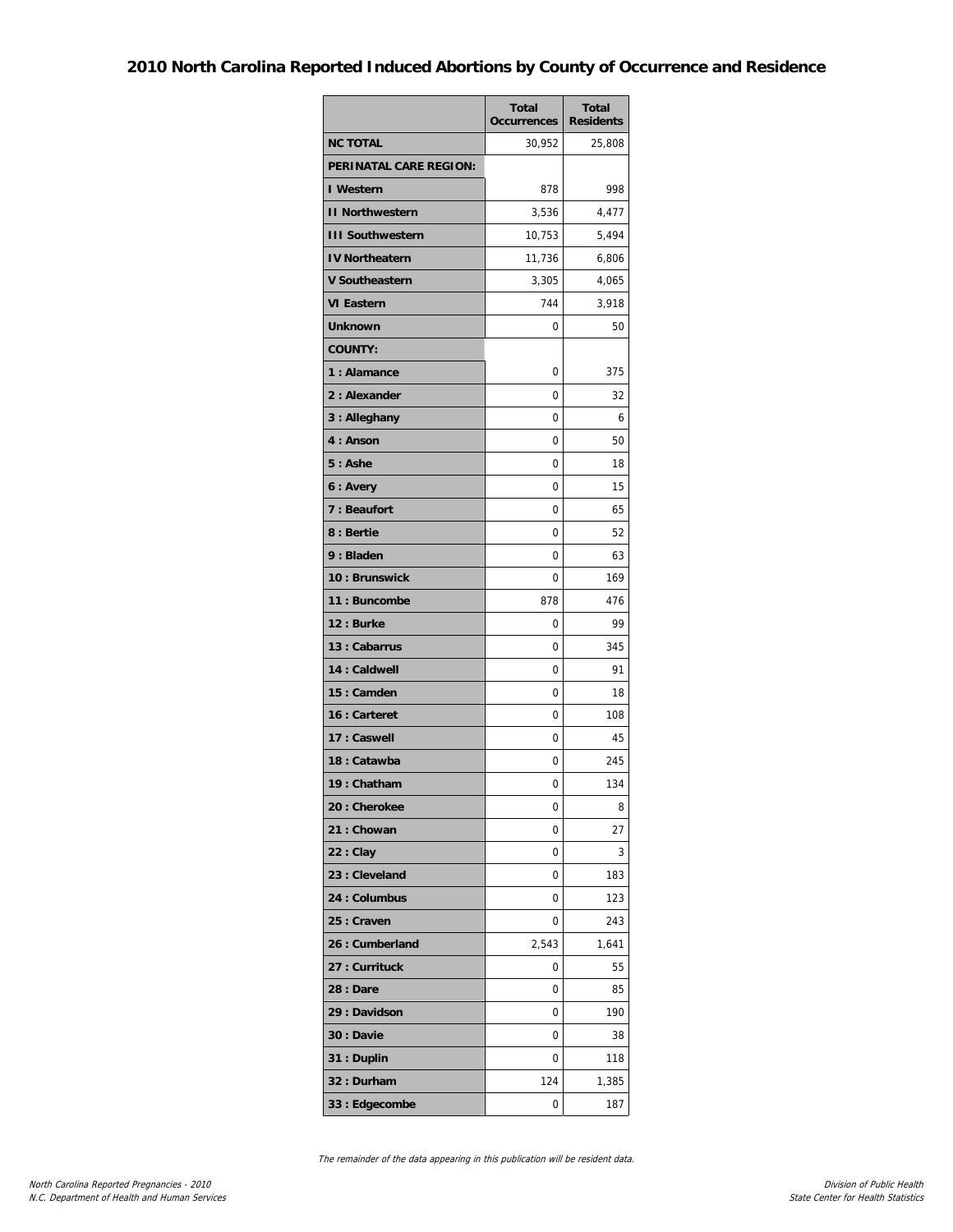# 2010 North Carolina Reported Induced Abortions by County of Occurrence and Residence

| | Total Occurrences | Total Residents |
|---|---|---|
| **NC TOTAL** | 30,952 | 25,808 |
| **PERINATAL CARE REGION:** | | |
| **I Western** | 878 | 998 |
| **II Northwestern** | 3,536 | 4,477 |
| **III Southwestern** | 10,753 | 5,494 |
| **IV Northeatern** | 11,736 | 6,806 |
| **V Southeastern** | 3,305 | 4,065 |
| **VI Eastern** | 744 | 3,918 |
| **Unknown** | 0 | 50 |
| **COUNTY:** | | |
| **1 : Alamance** | 0 | 375 |
| **2 : Alexander** | 0 | 32 |
| **3 : Alleghany** | 0 | 6 |
| **4 : Anson** | 0 | 50 |
| **5 : Ashe** | 0 | 18 |
| **6 : Avery** | 0 | 15 |
| **7 : Beaufort** | 0 | 65 |
| **8 : Bertie** | 0 | 52 |
| **9 : Bladen** | 0 | 63 |
| **10 : Brunswick** | 0 | 169 |
| **11 : Buncombe** | 878 | 476 |
| **12 : Burke** | 0 | 99 |
| **13 : Cabarrus** | 0 | 345 |
| **14 : Caldwell** | 0 | 91 |
| **15 : Camden** | 0 | 18 |
| **16 : Carteret** | 0 | 108 |
| **17 : Caswell** | 0 | 45 |
| **18 : Catawba** | 0 | 245 |
| **19 : Chatham** | 0 | 134 |
| **20 : Cherokee** | 0 | 8 |
| **21 : Chowan** | 0 | 27 |
| **22 : Clay** | 0 | 3 |
| **23 : Cleveland** | 0 | 183 |
| **24 : Columbus** | 0 | 123 |
| **25 : Craven** | 0 | 243 |
| **26 : Cumberland** | 2,543 | 1,641 |
| **27 : Currituck** | 0 | 55 |
| **28 : Dare** | 0 | 85 |
| **29 : Davidson** | 0 | 190 |
| **30 : Davie** | 0 | 38 |
| **31 : Duplin** | 0 | 118 |
| **32 : Durham** | 124 | 1,385 |
| **33 : Edgecombe** | 0 | 187 |

*The remainder of the data appearing in this publication will be resident data.*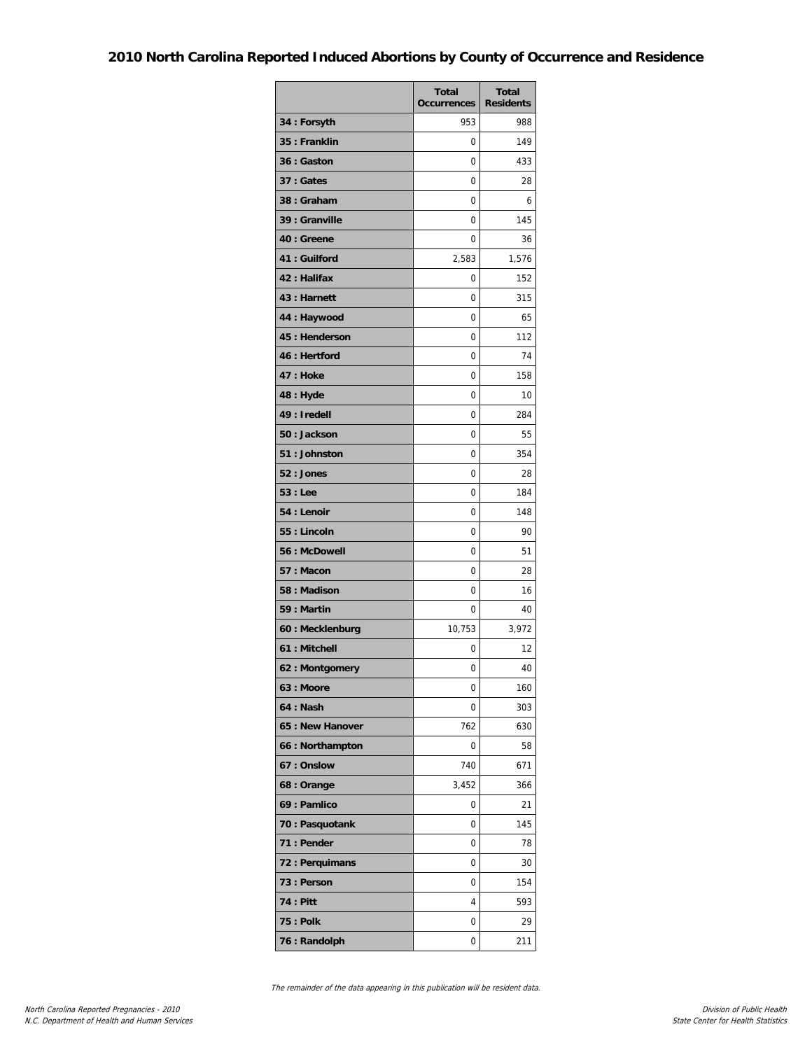# 2010 North Carolina Reported Induced Abortions by County of Occurrence and Residence

| | Total Occurrences | Total Residents |
|---|---|---|
| 34 : Forsyth | 953 | 988 |
| 35 : Franklin | 0 | 149 |
| 36 : Gaston | 0 | 433 |
| 37 : Gates | 0 | 28 |
| 38 : Graham | 0 | 6 |
| 39 : Granville | 0 | 145 |
| 40 : Greene | 0 | 36 |
| 41 : Guilford | 2,583 | 1,576 |
| 42 : Halifax | 0 | 152 |
| 43 : Harnett | 0 | 315 |
| 44 : Haywood | 0 | 65 |
| 45 : Henderson | 0 | 112 |
| 46 : Hertford | 0 | 74 |
| 47 : Hoke | 0 | 158 |
| 48 : Hyde | 0 | 10 |
| 49 : Iredell | 0 | 284 |
| 50 : Jackson | 0 | 55 |
| 51 : Johnston | 0 | 354 |
| 52 : Jones | 0 | 28 |
| 53 : Lee | 0 | 184 |
| 54 : Lenoir | 0 | 148 |
| 55 : Lincoln | 0 | 90 |
| 56 : McDowell | 0 | 51 |
| 57 : Macon | 0 | 28 |
| 58 : Madison | 0 | 16 |
| 59 : Martin | 0 | 40 |
| 60 : Mecklenburg | 10,753 | 3,972 |
| 61 : Mitchell | 0 | 12 |
| 62 : Montgomery | 0 | 40 |
| 63 : Moore | 0 | 160 |
| 64 : Nash | 0 | 303 |
| 65 : New Hanover | 762 | 630 |
| 66 : Northampton | 0 | 58 |
| 67 : Onslow | 740 | 671 |
| 68 : Orange | 3,452 | 366 |
| 69 : Pamlico | 0 | 21 |
| 70 : Pasquotank | 0 | 145 |
| 71 : Pender | 0 | 78 |
| 72 : Perquimans | 0 | 30 |
| 73 : Person | 0 | 154 |
| 74 : Pitt | 4 | 593 |
| 75 : Polk | 0 | 29 |
| 76 : Randolph | 0 | 211 |

*The remainder of the data appearing in this publication will be resident data.*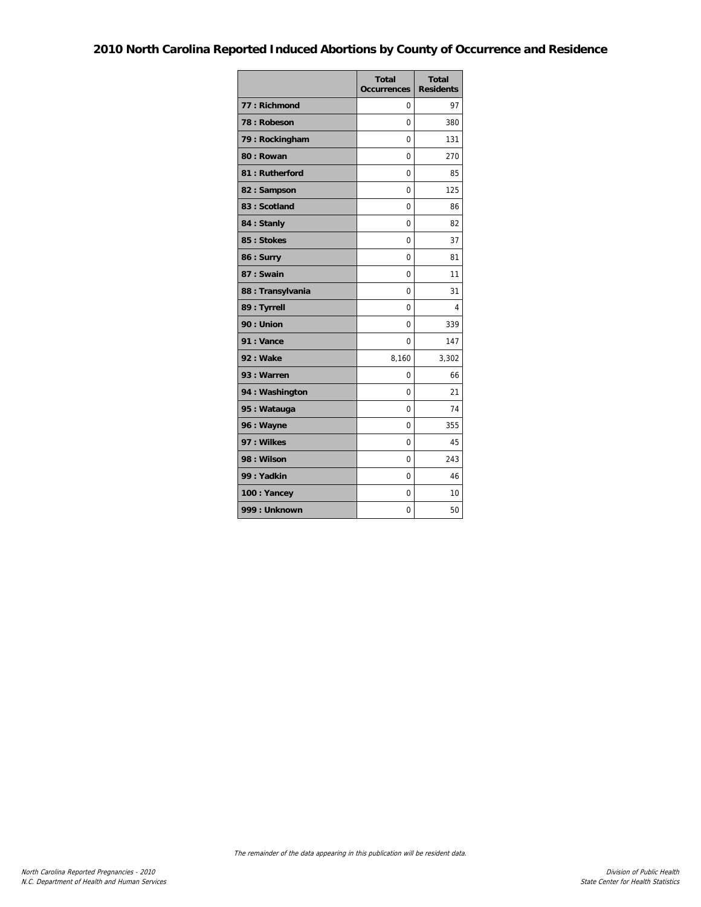# 2010 North Carolina Reported Induced Abortions by County of Occurrence and Residence

| | Total Occurrences | Total Residents |
|---|---|---|
| 77 : Richmond | 0 | 97 |
| 78 : Robeson | 0 | 380 |
| 79 : Rockingham | 0 | 131 |
| 80 : Rowan | 0 | 270 |
| 81 : Rutherford | 0 | 85 |
| 82 : Sampson | 0 | 125 |
| 83 : Scotland | 0 | 86 |
| 84 : Stanly | 0 | 82 |
| 85 : Stokes | 0 | 37 |
| 86 : Surry | 0 | 81 |
| 87 : Swain | 0 | 11 |
| 88 : Transylvania | 0 | 31 |
| 89 : Tyrrell | 0 | 4 |
| 90 : Union | 0 | 339 |
| 91 : Vance | 0 | 147 |
| 92 : Wake | 8,160 | 3,302 |
| 93 : Warren | 0 | 66 |
| 94 : Washington | 0 | 21 |
| 95 : Watauga | 0 | 74 |
| 96 : Wayne | 0 | 355 |
| 97 : Wilkes | 0 | 45 |
| 98 : Wilson | 0 | 243 |
| 99 : Yadkin | 0 | 46 |
| 100 : Yancey | 0 | 10 |
| 999 : Unknown | 0 | 50 |

*The remainder of the data appearing in this publication will be resident data.*